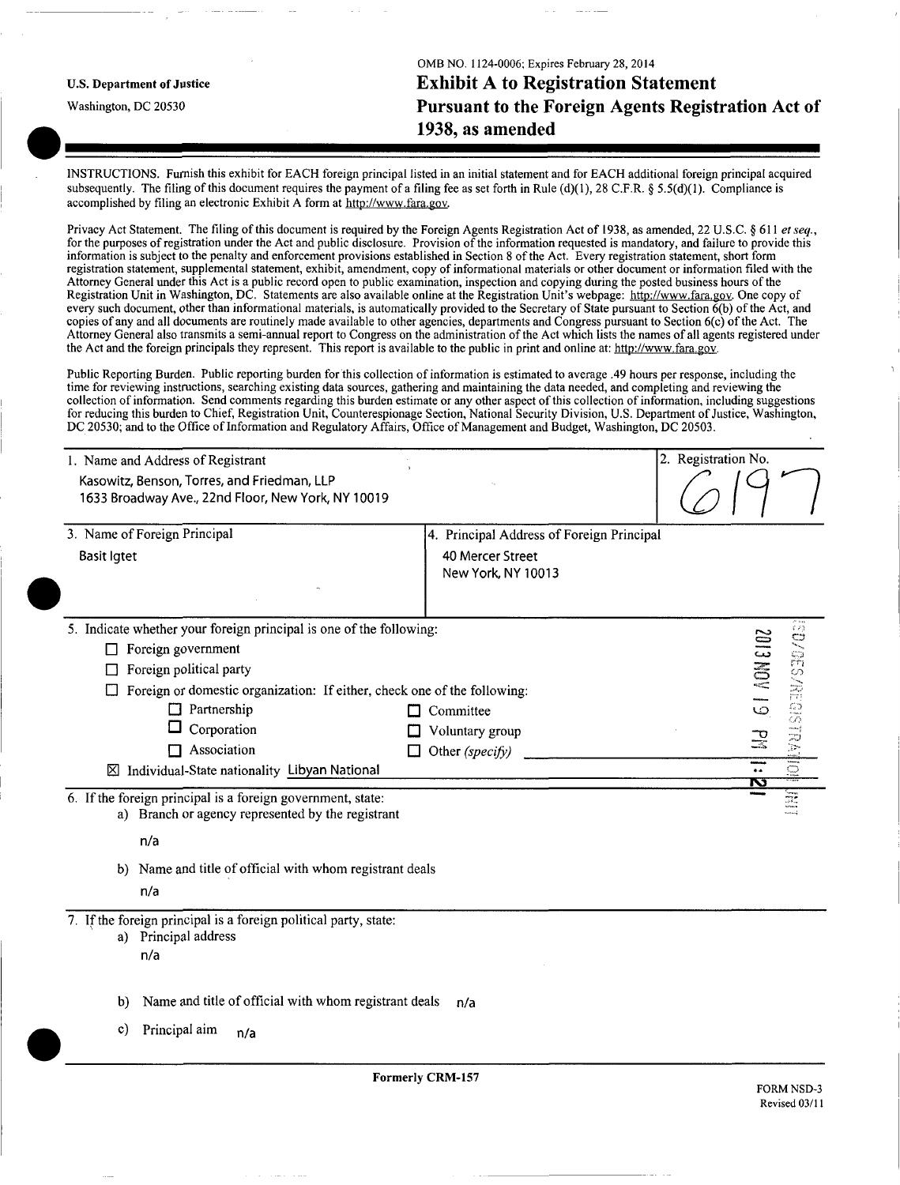U.S. Department of Justice

Washington, DC 20530

OMB NO. 1124-0006; Expires February 28, 2014

# Exhibit A to Registration Statement Pursuant to the Foreign Agents Registration Act of 1938, as amended

INSTRUCTIONS. Furnish this exhibit for EACH foreign principal listed in an initial statement and for EACH additional foreign principal acquired subsequently. The filing of this document requires the payment of a filing fee as set forth in Rule (d)(1), 28 C.F.R. § 5.5(d)(1). Compliance is accomplished by filing an electronic Exhibit A form at http://www.fara.gov.

Privacy Act Statement. The filing of this document is required by the Foreign Agents Registration Act of 1938, as amended, 22 U.S.C. § 611 *et seq.*, for the purposes of registration under the Act and public disclosure. Provision of the information requested is mandatory, and failure to provide this information is subject to the penalty and enforcement provisions established in Section 8 of the Act. Every registration statement, short form registration statement, supplemental statement, exhibit, amendment, copy of informational materials or other document or information filed with the Attorney General under this Act is a public record open to public examination, inspection and copying during the posted business hours of the Registration Unit in Washington, DC. Statements are also available online at the Registration Unit's webpage: http://www.fara.gov. One copy of every such document, other than informational materials, is automatically provided to the Secretary of State pursuant to Section 6(b) of the Act, and copies of any and all documents are routinely made available to other agencies, departments and Congress pursuant to Section 6(c) of the Act. The Attorney General also transmits a semi-annual report to Congress on the administration of the Act which lists the names of all agents registered under the Act and the foreign principals they represent. This report is available to the public in print and online at: http://www.fara.gov.

Public Reporting Burden. Public reporting burden for this collection of information is estimated to average .49 hours per response, including the time for reviewing instructions, searching existing data sources, gathering and maintaining the data needed, and completing and reviewing the collection of information. Send comments regarding this burden estimate or any other aspect of this collection of information, including suggestions for reducing this burden to Chief, Registration Unit, Counterespionage Section, National Security Division, U.S. Department of Justice, Washington, DC 20530; and to the Office of Information and Regulatory Affairs, Office of Management and Budget, Washington, DC 20503.

| 1. Name and Address of Registrant | 2. Registration No. |
|---|---|
| Kasowitz, Benson, Torres, and Friedman, LLP<br>1633 Broadway Ave., 22nd Floor, New York, NY 10019 | 6197 |

| 3. Name of Foreign Principal | 4. Principal Address of Foreign Principal |
|---|---|
| Basit Igtet | 40 Mercer Street<br>New York, NY 10013 |

5. Indicate whether your foreign principal is one of the following:

- ☐ Foreign government
- ☐ Foreign political party
- ☐ Foreign or domestic organization: If either, check one of the following:
  - ☐ Partnership
  - ☐ Committee
  - ☐ Corporation
  - ☐ Voluntary group
  - ☐ Association
  - ☐ Other *(specify)* ____________
- ☒ Individual-State nationality Libyan National

2013 NOV 19 PM 1:21

NSD/CES/REGISTRATION UNIT

6. If the foreign principal is a foreign government, state:

   a) Branch or agency represented by the registrant

      n/a

   b) Name and title of official with whom registrant deals

      n/a

7. If the foreign principal is a foreign political party, state:

   a) Principal address

      n/a

   b) Name and title of official with whom registrant deals n/a

   c) Principal aim n/a

Formerly CRM-157

FORM NSD-3
Revised 03/11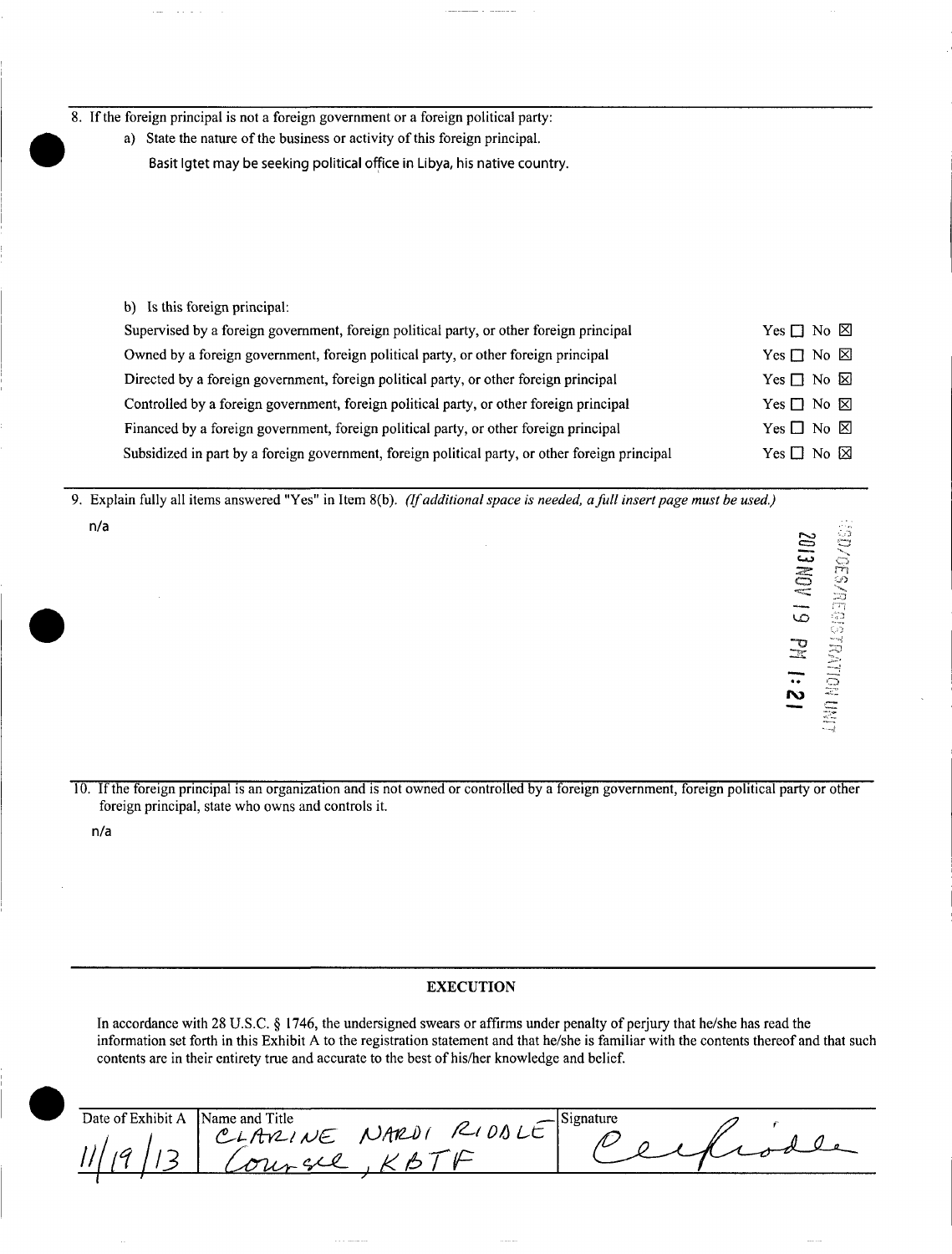8. If the foreign principal is not a foreign government or a foreign political party:

a) State the nature of the business or activity of this foreign principal.

Basit Igtet may be seeking political office in Libya, his native country.

b) Is this foreign principal:

| | |
|---|---|
| Supervised by a foreign government, foreign political party, or other foreign principal | Yes ☐ No ☒ |
| Owned by a foreign government, foreign political party, or other foreign principal | Yes ☐ No ☒ |
| Directed by a foreign government, foreign political party, or other foreign principal | Yes ☐ No ☒ |
| Controlled by a foreign government, foreign political party, or other foreign principal | Yes ☐ No ☒ |
| Financed by a foreign government, foreign political party, or other foreign principal | Yes ☐ No ☒ |
| Subsidized in part by a foreign government, foreign political party, or other foreign principal | Yes ☐ No ☒ |

9. Explain fully all items answered "Yes" in Item 8(b). *(If additional space is needed, a full insert page must be used.)*

n/a

2013 NOV 19 PM 1:21

NSD/CES/REGISTRATION UNIT

10. If the foreign principal is an organization and is not owned or controlled by a foreign government, foreign political party or other foreign principal, state who owns and controls it.

n/a

## EXECUTION

In accordance with 28 U.S.C. § 1746, the undersigned swears or affirms under penalty of perjury that he/she has read the information set forth in this Exhibit A to the registration statement and that he/she is familiar with the contents thereof and that such contents are in their entirety true and accurate to the best of his/her knowledge and belief.

| Date of Exhibit A | Name and Title | Signature |
|---|---|---|
| 11/19/13 | CLARINE NARDI RIDDLE Counsel, KBTF | C. Riddle |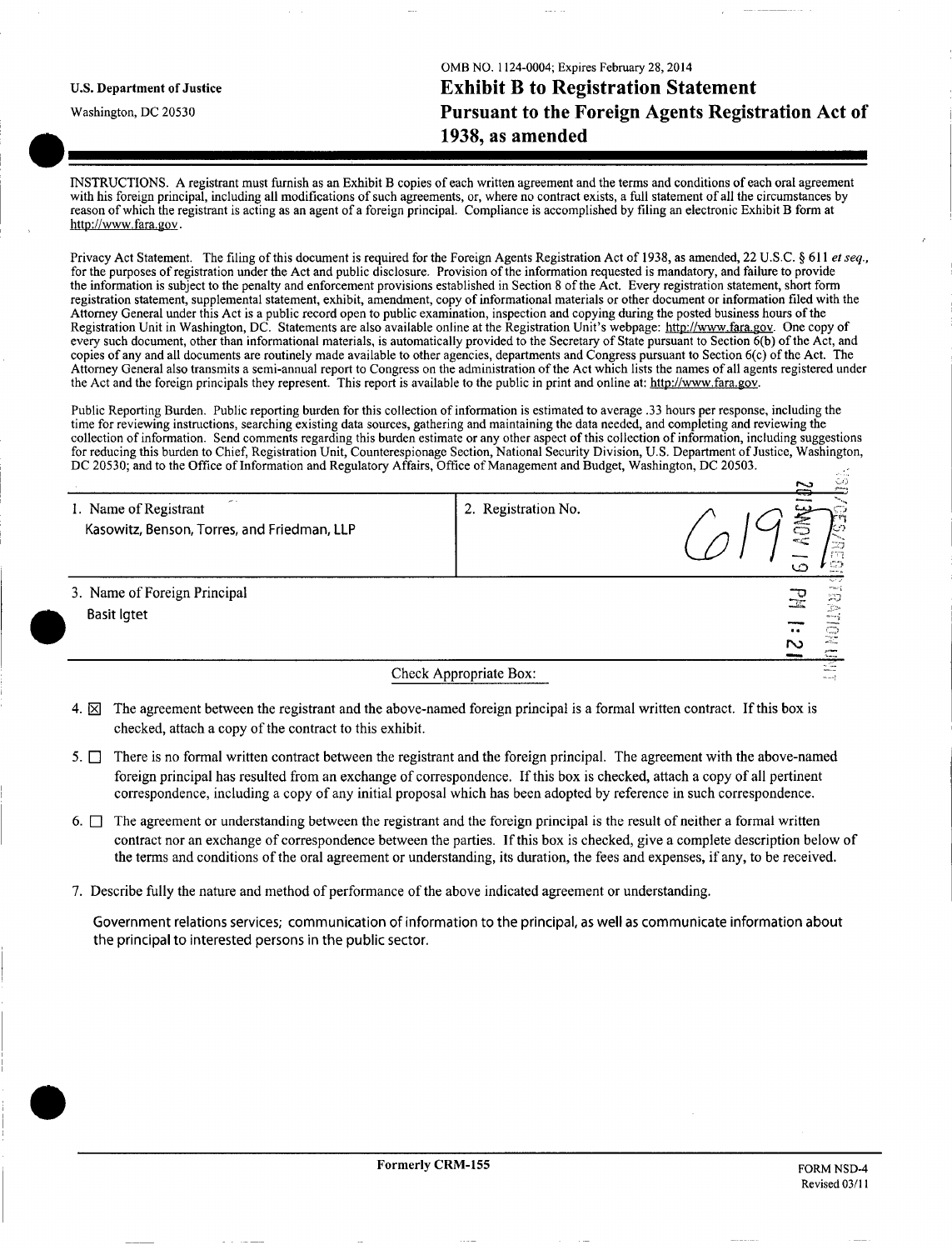U.S. Department of Justice

Washington, DC 20530

OMB NO. 1124-0004; Expires February 28, 2014

# Exhibit B to Registration Statement Pursuant to the Foreign Agents Registration Act of 1938, as amended

INSTRUCTIONS. A registrant must furnish as an Exhibit B copies of each written agreement and the terms and conditions of each oral agreement with his foreign principal, including all modifications of such agreements, or, where no contract exists, a full statement of all the circumstances by reason of which the registrant is acting as an agent of a foreign principal. Compliance is accomplished by filing an electronic Exhibit B form at http://www.fara.gov.

Privacy Act Statement. The filing of this document is required for the Foreign Agents Registration Act of 1938, as amended, 22 U.S.C. § 611 *et seq.*, for the purposes of registration under the Act and public disclosure. Provision of the information requested is mandatory, and failure to provide the information is subject to the penalty and enforcement provisions established in Section 8 of the Act. Every registration statement, short form registration statement, supplemental statement, exhibit, amendment, copy of informational materials or other document or information filed with the Attorney General under this Act is a public record open to public examination, inspection and copying during the posted business hours of the Registration Unit in Washington, DC. Statements are also available online at the Registration Unit's webpage: http://www.fara.gov. One copy of every such document, other than informational materials, is automatically provided to the Secretary of State pursuant to Section 6(b) of the Act, and copies of any and all documents are routinely made available to other agencies, departments and Congress pursuant to Section 6(c) of the Act. The Attorney General also transmits a semi-annual report to Congress on the administration of the Act which lists the names of all agents registered under the Act and the foreign principals they represent. This report is available to the public in print and online at: http://www.fara.gov.

Public Reporting Burden. Public reporting burden for this collection of information is estimated to average .33 hours per response, including the time for reviewing instructions, searching existing data sources, gathering and maintaining the data needed, and completing and reviewing the collection of information. Send comments regarding this burden estimate or any other aspect of this collection of information, including suggestions for reducing this burden to Chief, Registration Unit, Counterespionage Section, National Security Division, U.S. Department of Justice, Washington, DC 20530; and to the Office of Information and Regulatory Affairs, Office of Management and Budget, Washington, DC 20503.

| 1. Name of Registrant<br>Kasowitz, Benson, Torres, and Friedman, LLP | 2. Registration No.<br>6197 |
|---|---|

3. Name of Foreign Principal
Basit Igtet

2013 NOV 19 PM 1:21

Check Appropriate Box:

4. ☒ The agreement between the registrant and the above-named foreign principal is a formal written contract. If this box is checked, attach a copy of the contract to this exhibit.

5. ☐ There is no formal written contract between the registrant and the foreign principal. The agreement with the above-named foreign principal has resulted from an exchange of correspondence. If this box is checked, attach a copy of all pertinent correspondence, including a copy of any initial proposal which has been adopted by reference in such correspondence.

6. ☐ The agreement or understanding between the registrant and the foreign principal is the result of neither a formal written contract nor an exchange of correspondence between the parties. If this box is checked, give a complete description below of the terms and conditions of the oral agreement or understanding, its duration, the fees and expenses, if any, to be received.

7. Describe fully the nature and method of performance of the above indicated agreement or understanding.

Government relations services; communication of information to the principal, as well as communicate information about the principal to interested persons in the public sector.

Formerly CRM-155

FORM NSD-4
Revised 03/11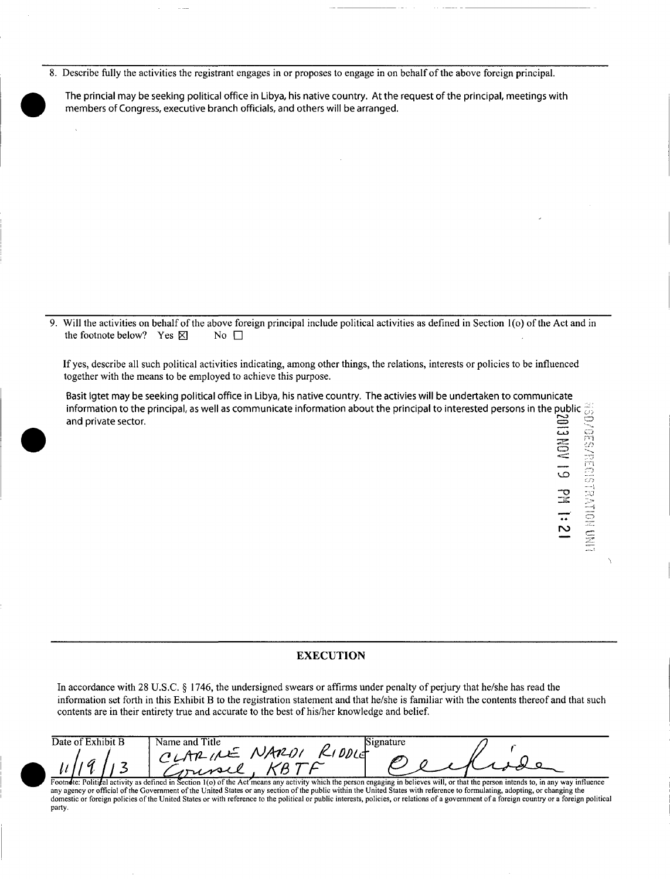8. Describe fully the activities the registrant engages in or proposes to engage in on behalf of the above foreign principal.

The princial may be seeking political office in Libya, his native country. At the request of the principal, meetings with members of Congress, executive branch officials, and others will be arranged.

9. Will the activities on behalf of the above foreign principal include political activities as defined in Section 1(o) of the Act and in the footnote below? Yes ☒ No ☐

If yes, describe all such political activities indicating, among other things, the relations, interests or policies to be influenced together with the means to be employed to achieve this purpose.

Basit Igtet may be seeking political office in Libya, his native country. The activies will be undertaken to communicate information to the principal, as well as communicate information about the principal to interested persons in the public and private sector.

2013 NOV 19 PM 1:21

NSD/CES/REGISTRATION UNIT

## EXECUTION

In accordance with 28 U.S.C. § 1746, the undersigned swears or affirms under penalty of perjury that he/she has read the information set forth in this Exhibit B to the registration statement and that he/she is familiar with the contents thereof and that such contents are in their entirety true and accurate to the best of his/her knowledge and belief.

| Date of Exhibit B | Name and Title | Signature |
|---|---|---|
| 11/19/13 | CLARINE NARDI RIDDLE Counsel, KBTF | [Signature] |

Footnote: Political activity as defined in Section 1(o) of the Act means any activity which the person engaging in believes will, or that the person intends to, in any way influence any agency or official of the Government of the United States or any section of the public within the United States with reference to formulating, adopting, or changing the domestic or foreign policies of the United States or with reference to the political or public interests, policies, or relations of a government of a foreign country or a foreign political party.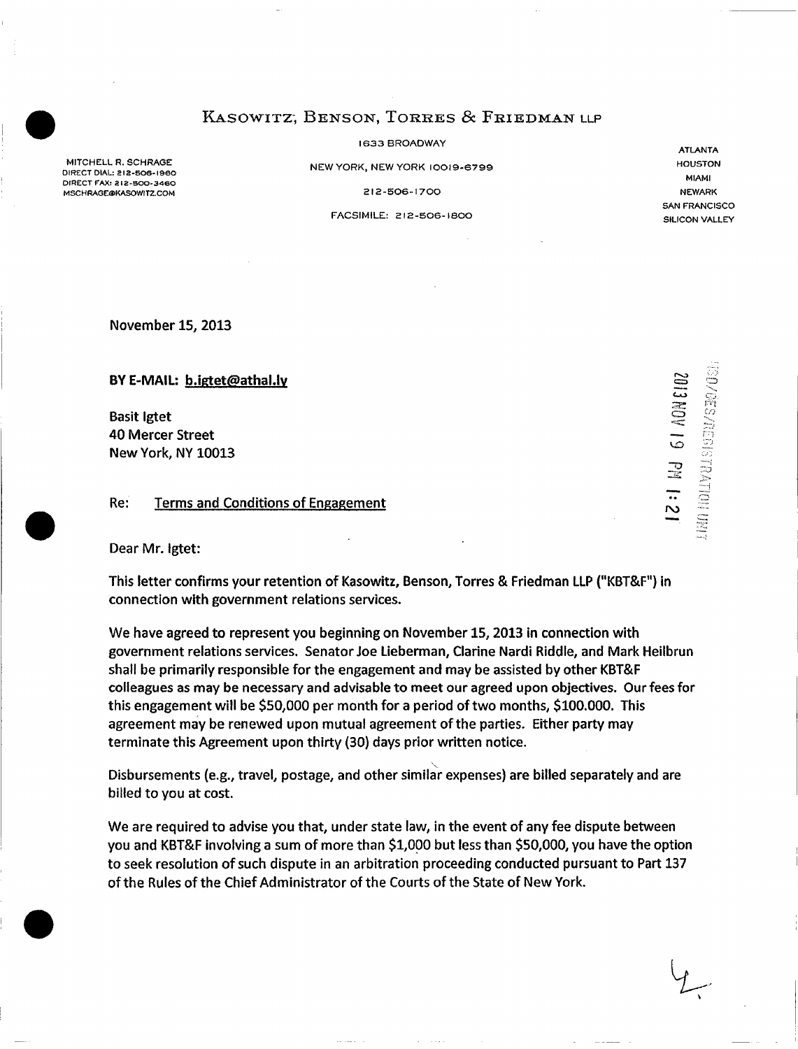# KASOWITZ, BENSON, TORRES & FRIEDMAN LLP

1633 BROADWAY

NEW YORK, NEW YORK 10019-6799

212-506-1700

FACSIMILE: 212-506-1800

MITCHELL R. SCHRAGE
DIRECT DIAL: 212-506-1960
DIRECT FAX: 212-500-3460
MSCHRAGE@KASOWITZ.COM

ATLANTA
HOUSTON
MIAMI
NEWARK
SAN FRANCISCO
SILICON VALLEY

November 15, 2013

2013 NOV 19 PM 1:21

NSD/CES/REGISTRATION UNIT

**BY E-MAIL: b.igtet@athal.ly**

Basit Igtet
40 Mercer Street
New York, NY 10013

Re: Terms and Conditions of Engagement

Dear Mr. Igtet:

This letter confirms your retention of Kasowitz, Benson, Torres & Friedman LLP ("KBT&F") in connection with government relations services.

We have agreed to represent you beginning on November 15, 2013 in connection with government relations services. Senator Joe Lieberman, Clarine Nardi Riddle, and Mark Heilbrun shall be primarily responsible for the engagement and may be assisted by other KBT&F colleagues as may be necessary and advisable to meet our agreed upon objectives. Our fees for this engagement will be $50,000 per month for a period of two months, $100.000. This agreement may be renewed upon mutual agreement of the parties. Either party may terminate this Agreement upon thirty (30) days prior written notice.

Disbursements (e.g., travel, postage, and other similar expenses) are billed separately and are billed to you at cost.

We are required to advise you that, under state law, in the event of any fee dispute between you and KBT&F involving a sum of more than $1,000 but less than $50,000, you have the option to seek resolution of such dispute in an arbitration proceeding conducted pursuant to Part 137 of the Rules of the Chief Administrator of the Courts of the State of New York.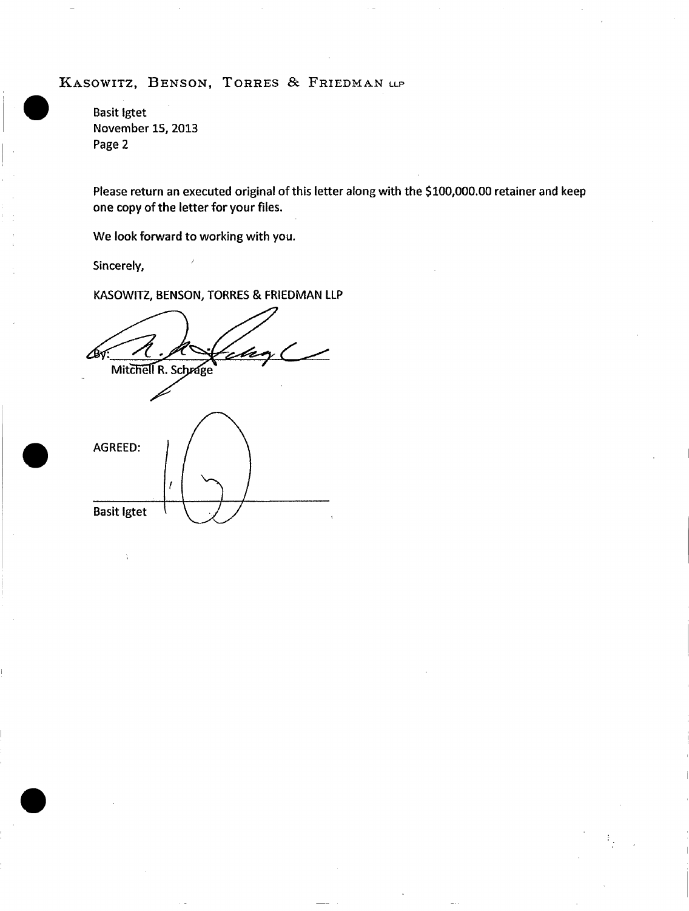Basit Igtet
November 15, 2013

Please return an executed original of this letter along with the $100,000.00 retainer and keep one copy of the letter for your files.

We look forward to working with you.

Sincerely,

KASOWITZ, BENSON, TORRES & FRIEDMAN LLP

By: ______________________
Mitchell R. Schrage

AGREED:

______________________
Basit Igtet